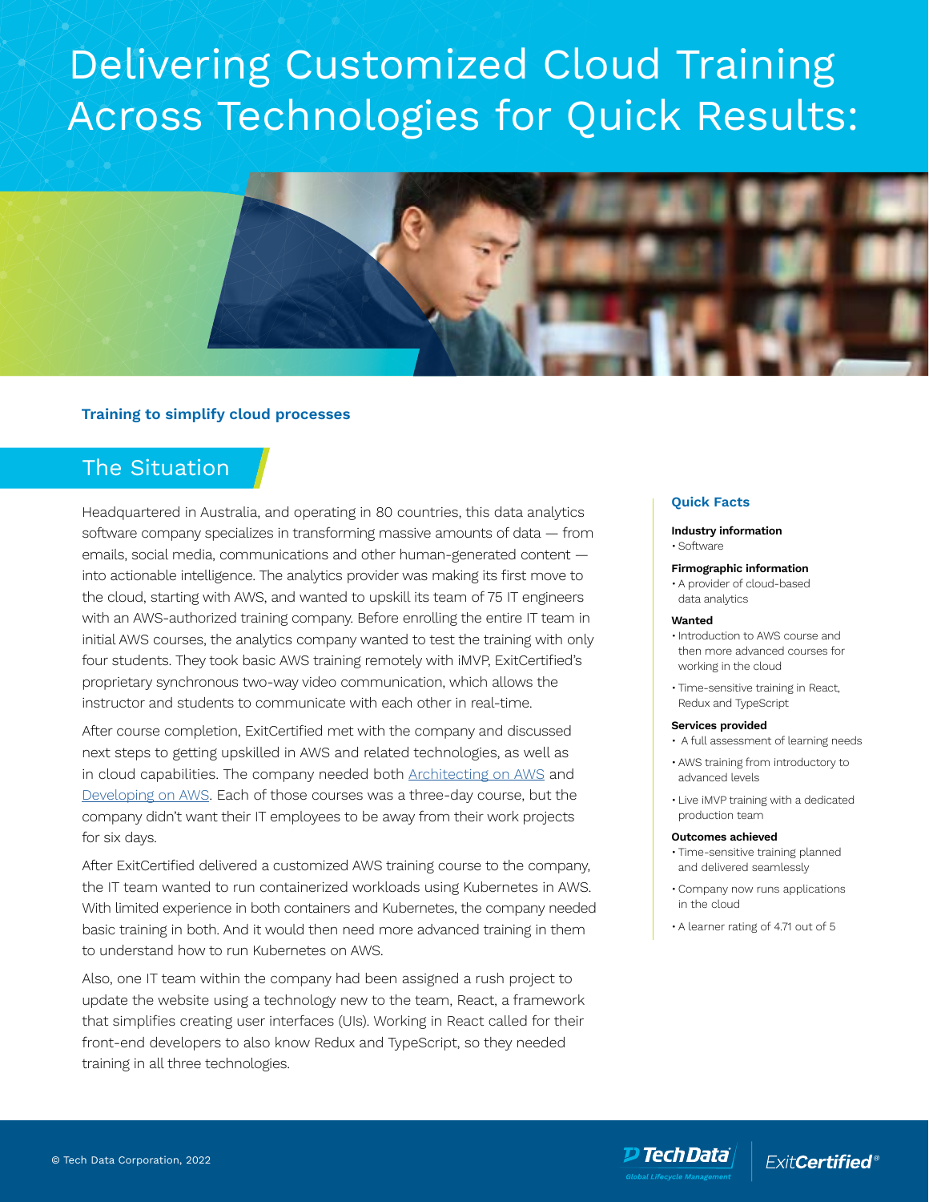# Delivering Customized Cloud Training Across Technologies for Quick Results:

**Training to simplify cloud processes**

## The Situation

Headquartered in Australia, and operating in 80 countries, this data analytics software company specializes in transforming massive amounts of data — from emails, social media, communications and other human-generated content — into actionable intelligence. The analytics provider was making its first move to the cloud, starting with AWS, and wanted to upskill its team of 75 IT engineers with an AWS-authorized training company. Before enrolling the entire IT team in initial AWS courses, the analytics company wanted to test the training with only four students. They took basic AWS training remotely with iMVP, ExitCertified's proprietary synchronous two-way video communication, which allows the instructor and students to communicate with each other in real-time.

After course completion, ExitCertified met with the company and discussed next steps to getting upskilled in AWS and related technologies, as well as in cloud capabilities. The company needed both Architecting on AWS and Developing on AWS. Each of those courses was a three-day course, but the company didn't want their IT employees to be away from their work projects for six days.

After ExitCertified delivered a customized AWS training course to the company, the IT team wanted to run containerized workloads using Kubernetes in AWS. With limited experience in both containers and Kubernetes, the company needed basic training in both. And it would then need more advanced training in them to understand how to run Kubernetes on AWS.

Also, one IT team within the company had been assigned a rush project to update the website using a technology new to the team, React, a framework that simplifies creating user interfaces (UIs). Working in React called for their front-end developers to also know Redux and TypeScript, so they needed training in all three technologies.

### Quick Facts

**Industry information**
- Software

**Firmographic information**
- A provider of cloud-based data analytics

**Wanted**
- Introduction to AWS course and then more advanced courses for working in the cloud
- Time-sensitive training in React, Redux and TypeScript

**Services provided**
- A full assessment of learning needs
- AWS training from introductory to advanced levels
- Live iMVP training with a dedicated production team

**Outcomes achieved**
- Time-sensitive training planned and delivered seamlessly
- Company now runs applications in the cloud
- A learner rating of 4.71 out of 5

© Tech Data Corporation, 2022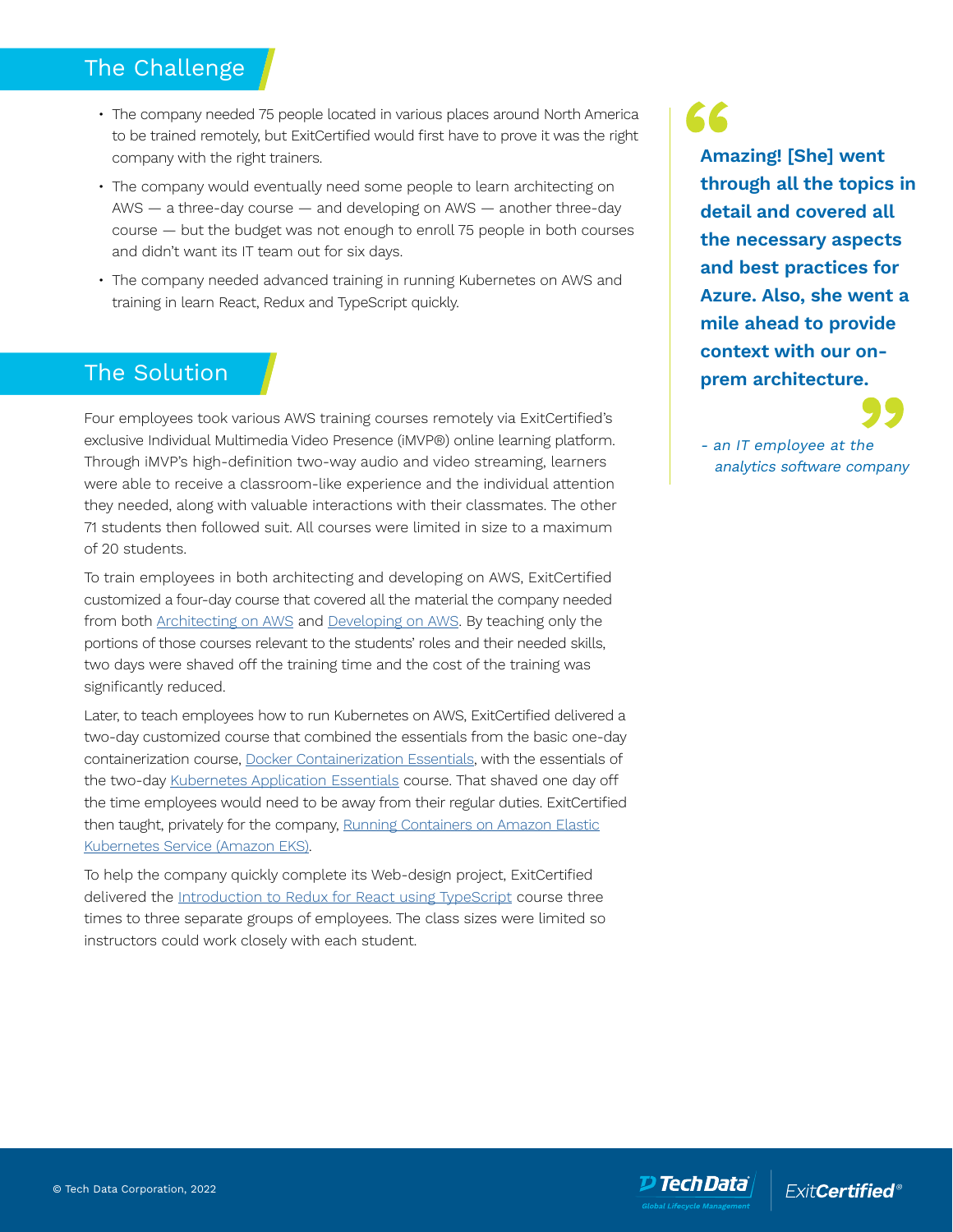## The Challenge

- The company needed 75 people located in various places around North America to be trained remotely, but ExitCertified would first have to prove it was the right company with the right trainers.
- The company would eventually need some people to learn architecting on AWS — a three-day course — and developing on AWS — another three-day course — but the budget was not enough to enroll 75 people in both courses and didn't want its IT team out for six days.
- The company needed advanced training in running Kubernetes on AWS and training in learn React, Redux and TypeScript quickly.

## The Solution

Four employees took various AWS training courses remotely via ExitCertified's exclusive Individual Multimedia Video Presence (iMVP®) online learning platform. Through iMVP's high-definition two-way audio and video streaming, learners were able to receive a classroom-like experience and the individual attention they needed, along with valuable interactions with their classmates. The other 71 students then followed suit. All courses were limited in size to a maximum of 20 students.

To train employees in both architecting and developing on AWS, ExitCertified customized a four-day course that covered all the material the company needed from both Architecting on AWS and Developing on AWS. By teaching only the portions of those courses relevant to the students' roles and their needed skills, two days were shaved off the training time and the cost of the training was significantly reduced.

Later, to teach employees how to run Kubernetes on AWS, ExitCertified delivered a two-day customized course that combined the essentials from the basic one-day containerization course, Docker Containerization Essentials, with the essentials of the two-day Kubernetes Application Essentials course. That shaved one day off the time employees would need to be away from their regular duties. ExitCertified then taught, privately for the company, Running Containers on Amazon Elastic Kubernetes Service (Amazon EKS).

To help the company quickly complete its Web-design project, ExitCertified delivered the Introduction to Redux for React using TypeScript course three times to three separate groups of employees. The class sizes were limited so instructors could work closely with each student.

> **"Amazing! [She] went through all the topics in detail and covered all the necessary aspects and best practices for Azure. Also, she went a mile ahead to provide context with our on-prem architecture."**
>
> *- an IT employee at the analytics software company*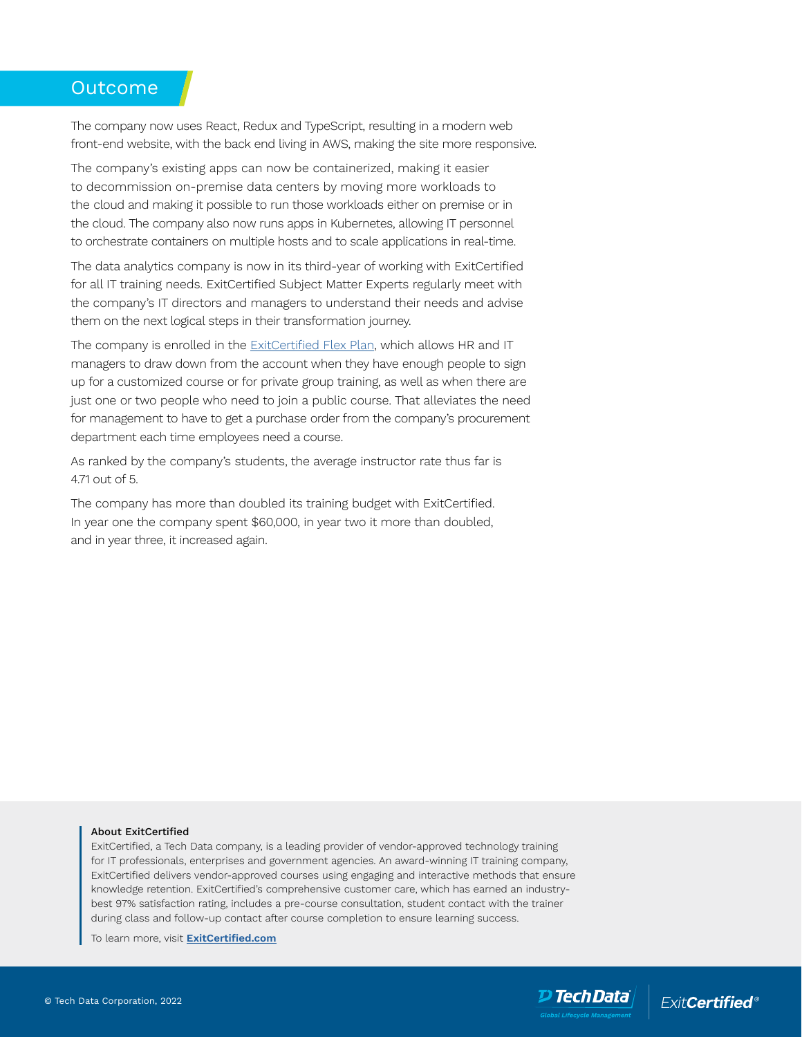## Outcome

The company now uses React, Redux and TypeScript, resulting in a modern web front-end website, with the back end living in AWS, making the site more responsive.

The company's existing apps can now be containerized, making it easier to decommission on-premise data centers by moving more workloads to the cloud and making it possible to run those workloads either on premise or in the cloud. The company also now runs apps in Kubernetes, allowing IT personnel to orchestrate containers on multiple hosts and to scale applications in real-time.

The data analytics company is now in its third-year of working with ExitCertified for all IT training needs. ExitCertified Subject Matter Experts regularly meet with the company's IT directors and managers to understand their needs and advise them on the next logical steps in their transformation journey.

The company is enrolled in the ExitCertified Flex Plan, which allows HR and IT managers to draw down from the account when they have enough people to sign up for a customized course or for private group training, as well as when there are just one or two people who need to join a public course. That alleviates the need for management to have to get a purchase order from the company's procurement department each time employees need a course.

As ranked by the company's students, the average instructor rate thus far is 4.71 out of 5.

The company has more than doubled its training budget with ExitCertified. In year one the company spent $60,000, in year two it more than doubled, and in year three, it increased again.

**About ExitCertified**

ExitCertified, a Tech Data company, is a leading provider of vendor-approved technology training for IT professionals, enterprises and government agencies. An award-winning IT training company, ExitCertified delivers vendor-approved courses using engaging and interactive methods that ensure knowledge retention. ExitCertified's comprehensive customer care, which has earned an industry-best 97% satisfaction rating, includes a pre-course consultation, student contact with the trainer during class and follow-up contact after course completion to ensure learning success.

To learn more, visit **ExitCertified.com**

© Tech Data Corporation, 2022

Tech Data — Global Lifecycle Management

ExitCertified®